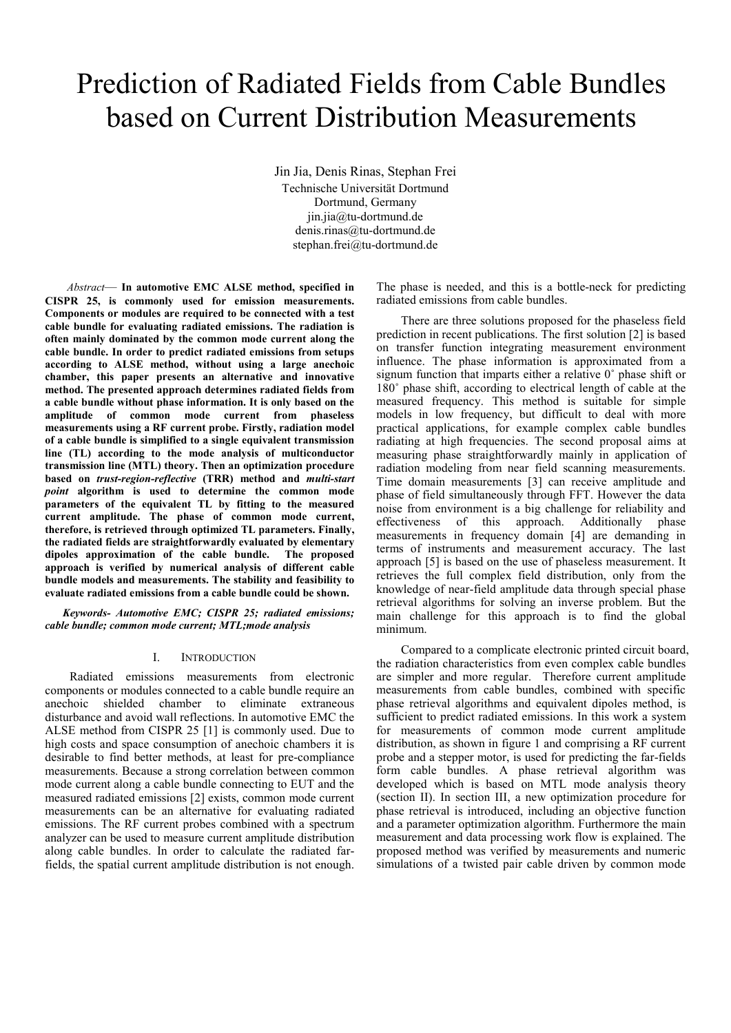# Prediction of Radiated Fields from Cable Bundles based on Current Distribution Measurements

Jin Jia, Denis Rinas, Stephan Frei
Technische Universität Dortmund
Dortmund, Germany
jin.jia@tu-dortmund.de
denis.rinas@tu-dortmund.de
stephan.frei@tu-dortmund.de

*Abstract*— **In automotive EMC ALSE method, specified in CISPR 25, is commonly used for emission measurements. Components or modules are required to be connected with a test cable bundle for evaluating radiated emissions. The radiation is often mainly dominated by the common mode current along the cable bundle. In order to predict radiated emissions from setups according to ALSE method, without using a large anechoic chamber, this paper presents an alternative and innovative method. The presented approach determines radiated fields from a cable bundle without phase information. It is only based on the amplitude of common mode current from phaseless measurements using a RF current probe. Firstly, radiation model of a cable bundle is simplified to a single equivalent transmission line (TL) according to the mode analysis of multiconductor transmission line (MTL) theory. Then an optimization procedure based on *trust-region-reflective* (TRR) method and *multi-start point* algorithm is used to determine the common mode parameters of the equivalent TL by fitting to the measured current amplitude. The phase of common mode current, therefore, is retrieved through optimized TL parameters. Finally, the radiated fields are straightforwardly evaluated by elementary dipoles approximation of the cable bundle. The proposed approach is verified by numerical analysis of different cable bundle models and measurements. The stability and feasibility to evaluate radiated emissions from a cable bundle could be shown.**

***Keywords- Automotive EMC; CISPR 25; radiated emissions; cable bundle; common mode current; MTL;mode analysis***

## I. Introduction

Radiated emissions measurements from electronic components or modules connected to a cable bundle require an anechoic shielded chamber to eliminate extraneous disturbance and avoid wall reflections. In automotive EMC the ALSE method from CISPR 25 [1] is commonly used. Due to high costs and space consumption of anechoic chambers it is desirable to find better methods, at least for pre-compliance measurements. Because a strong correlation between common mode current along a cable bundle connecting to EUT and the measured radiated emissions [2] exists, common mode current measurements can be an alternative for evaluating radiated emissions. The RF current probes combined with a spectrum analyzer can be used to measure current amplitude distribution along cable bundles. In order to calculate the radiated far-fields, the spatial current amplitude distribution is not enough. The phase is needed, and this is a bottle-neck for predicting radiated emissions from cable bundles.

There are three solutions proposed for the phaseless field prediction in recent publications. The first solution [2] is based on transfer function integrating measurement environment influence. The phase information is approximated from a signum function that imparts either a relative 0˚ phase shift or 180˚ phase shift, according to electrical length of cable at the measured frequency. This method is suitable for simple models in low frequency, but difficult to deal with more practical applications, for example complex cable bundles radiating at high frequencies. The second proposal aims at measuring phase straightforwardly mainly in application of radiation modeling from near field scanning measurements. Time domain measurements [3] can receive amplitude and phase of field simultaneously through FFT. However the data noise from environment is a big challenge for reliability and effectiveness of this approach. Additionally phase measurements in frequency domain [4] are demanding in terms of instruments and measurement accuracy. The last approach [5] is based on the use of phaseless measurement. It retrieves the full complex field distribution, only from the knowledge of near-field amplitude data through special phase retrieval algorithms for solving an inverse problem. But the main challenge for this approach is to find the global minimum.

Compared to a complicate electronic printed circuit board, the radiation characteristics from even complex cable bundles are simpler and more regular. Therefore current amplitude measurements from cable bundles, combined with specific phase retrieval algorithms and equivalent dipoles method, is sufficient to predict radiated emissions. In this work a system for measurements of common mode current amplitude distribution, as shown in figure 1 and comprising a RF current probe and a stepper motor, is used for predicting the far-fields form cable bundles. A phase retrieval algorithm was developed which is based on MTL mode analysis theory (section II). In section III, a new optimization procedure for phase retrieval is introduced, including an objective function and a parameter optimization algorithm. Furthermore the main measurement and data processing work flow is explained. The proposed method was verified by measurements and numeric simulations of a twisted pair cable driven by common mode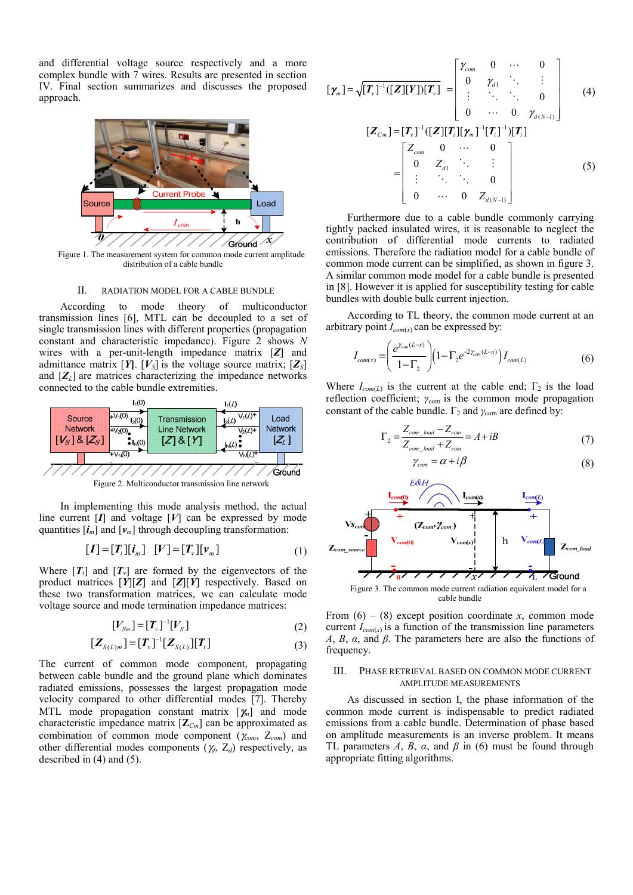and differential voltage source respectively and a more complex bundle with 7 wires. Results are presented in section IV. Final section summarizes and discusses the proposed approach.

Source
Current Probe
Load
$I_{com}$
h
0
Ground
x

Figure 1. The measurement system for common mode current amplitude distribution of a cable bundle

## II. RADIATION MODEL FOR A CABLE BUNDLE

According to mode theory of multiconductor transmission lines [6], MTL can be decoupled to a set of single transmission lines with different properties (propagation constant and characteristic impedance). Figure 2 shows $N$ wires with a per-unit-length impedance matrix [$\boldsymbol{Z}$] and admittance matrix [$\boldsymbol{Y}$]. [$\boldsymbol{V}_S$] is the voltage source matrix; [$\boldsymbol{Z}_S$] and [$\boldsymbol{Z}_L$] are matrices characterizing the impedance networks connected to the cable bundle extremities.

Source Network [$V_S$] & [$Z_S$]
Transmission Line Network [$Z$] & [$Y$]
Load Network [$Z_L$]
Ground

Figure 2. Multiconductor transmission line network

In implementing this mode analysis method, the actual line current [$\boldsymbol{I}$] and voltage [$\boldsymbol{V}$] can be expressed by mode quantities [$\boldsymbol{i}_m$] and [$\boldsymbol{v}_m$] through decoupling transformation:

$$[\boldsymbol{I}]=[\boldsymbol{T}_i][\boldsymbol{i}_m] \quad [\boldsymbol{V}]=[\boldsymbol{T}_v][\boldsymbol{v}_m] \tag{1}$$

Where [$\boldsymbol{T}_i$] and [$\boldsymbol{T}_v$] are formed by the eigenvectors of the product matrices [$\boldsymbol{Y}$][$\boldsymbol{Z}$] and [$\boldsymbol{Z}$][$\boldsymbol{Y}$] respectively. Based on these two transformation matrices, we can calculate mode voltage source and mode termination impedance matrices:

$$[\boldsymbol{V}_{Sm}]=[\boldsymbol{T}_v]^{-1}[\boldsymbol{V}_S] \tag{2}$$

$$[\boldsymbol{Z}_{S(L)m}]=[\boldsymbol{T}_v]^{-1}[\boldsymbol{Z}_{S(L)}][\boldsymbol{T}_i] \tag{3}$$

The current of common mode component, propagating between cable bundle and the ground plane which dominates radiated emissions, possesses the largest propagation mode velocity compared to other differential modes [7]. Thereby MTL mode propagation constant matrix [$\boldsymbol{\gamma}_m$] and mode characteristic impedance matrix [$\boldsymbol{Z}_{Cm}$] can be approximated as combination of common mode component ($\gamma_{com}$, $Z_{com}$) and other differential modes components ($\gamma_d$, $Z_d$) respectively, as described in (4) and (5).

$$[\boldsymbol{\gamma}_m]=\sqrt{[\boldsymbol{T}_v]^{-1}([\boldsymbol{Z}][\boldsymbol{Y}])[\boldsymbol{T}_v]}=\begin{bmatrix}\gamma_{com} & 0 & \cdots & 0\\ 0 & \gamma_{d1} & \ddots & \vdots\\ \vdots & \ddots & \ddots & 0\\ 0 & \cdots & 0 & \gamma_{d(N-1)}\end{bmatrix} \tag{4}$$

$$[\boldsymbol{Z}_{Cm}]=[\boldsymbol{T}_v]^{-1}([\boldsymbol{Z}][\boldsymbol{T}_i][\boldsymbol{\gamma}_m]^{-1}[\boldsymbol{T}_i]^{-1})[\boldsymbol{T}_i] =\begin{bmatrix}Z_{com} & 0 & \cdots & 0\\ 0 & Z_{d1} & \ddots & \vdots\\ \vdots & \ddots & \ddots & 0\\ 0 & \cdots & 0 & Z_{d(N-1)}\end{bmatrix} \tag{5}$$

Furthermore due to a cable bundle commonly carrying tightly packed insulated wires, it is reasonable to neglect the contribution of differential mode currents to radiated emissions. Therefore the radiation model for a cable bundle of common mode current can be simplified, as shown in figure 3. A similar common mode model for a cable bundle is presented in [8]. However it is applied for susceptibility testing for cable bundles with double bulk current injection.

According to TL theory, the common mode current at an arbitrary point $I_{com(x)}$ can be expressed by:

$$I_{com(x)}=\left(\frac{e^{\gamma_{com}(L-x)}}{1-\Gamma_2}\right)\left(1-\Gamma_2 e^{-2\gamma_{com}(L-x)}\right)I_{com(L)} \tag{6}$$

Where $I_{com(L)}$ is the current at the cable end; $\Gamma_2$ is the load reflection coefficient; $\gamma_{com}$ is the common mode propagation constant of the cable bundle. $\Gamma_2$ and $\gamma_{com}$ are defined by:

$$\Gamma_2=\frac{Z_{com\_load}-Z_{com}}{Z_{com\_load}+Z_{com}}=A+iB \tag{7}$$

$$\gamma_{com}=\alpha+i\beta \tag{8}$$

E&H
$I_{com(0)}$
$I_{com(x)}$
$I_{com(L)}$
$Vs_{com}$
$(Z_{com}, \gamma_{com})$
$V_{com(0)}$
$V_{com(x)}$
h
$V_{com(L)}$
$Z_{com\_source}$
$Z_{com\_load}$
0
x
L
Ground

Figure 3. The common mode current radiation equivalent model for a cable bundle

From (6) – (8) except position coordinate $x$, common mode current $I_{com(x)}$ is a function of the transmission line parameters $A$, $B$, $\alpha$, and $\beta$. The parameters here are also the functions of frequency.

## III. PHASE RETRIEVAL BASED ON COMMON MODE CURRENT AMPLITUDE MEASUREMENTS

As discussed in section I, the phase information of the common mode current is indispensable to predict radiated emissions from a cable bundle. Determination of phase based on amplitude measurements is an inverse problem. It means TL parameters $A$, $B$, $\alpha$, and $\beta$ in (6) must be found through appropriate fitting algorithms.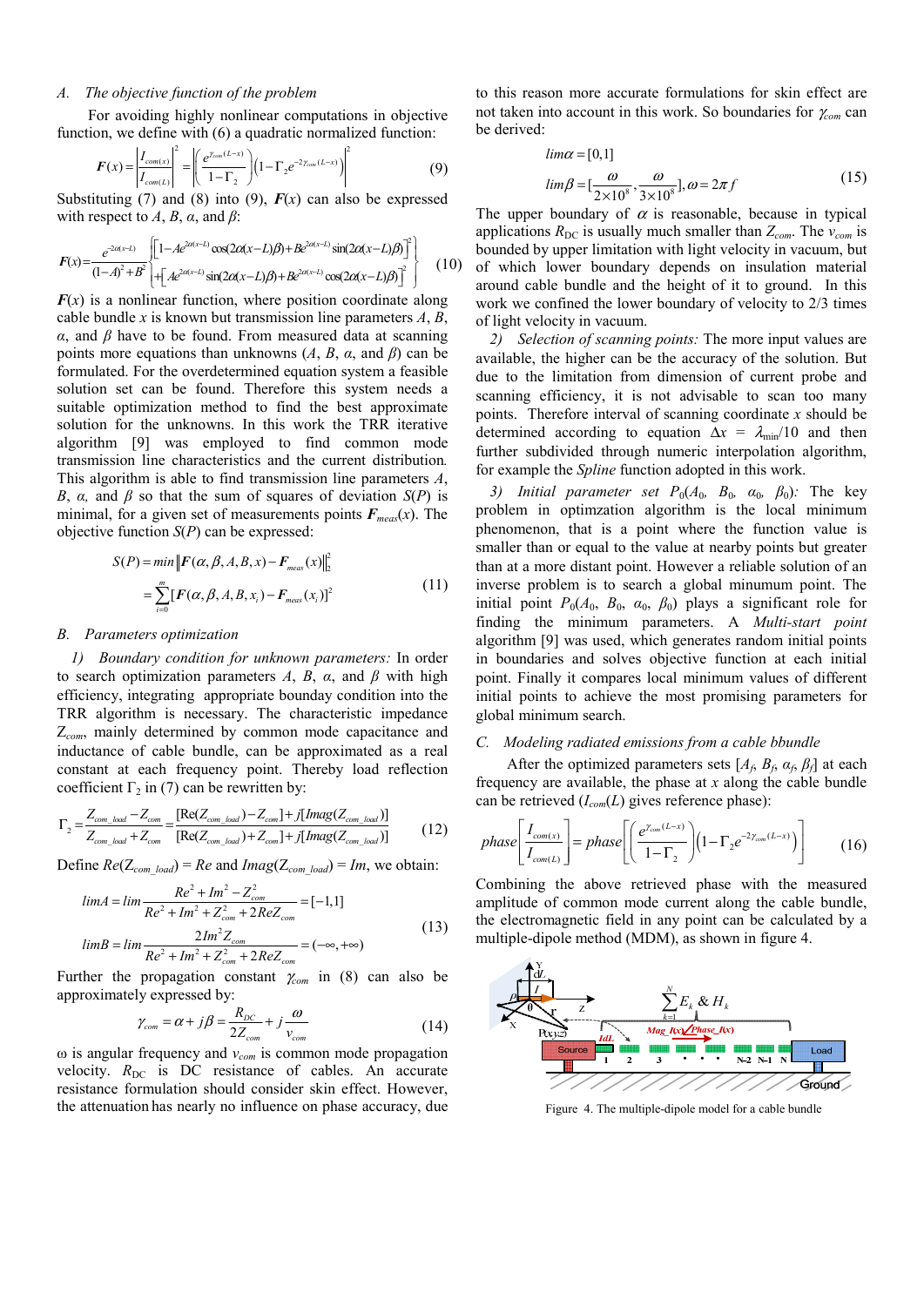### A. The objective function of the problem

For avoiding highly nonlinear computations in objective function, we define with (6) a quadratic normalized function:

$$\boldsymbol{F}(x)=\left|\frac{I_{com(x)}}{I_{com(L)}}\right|^2=\left|\left(\frac{e^{\gamma_{com}(L-x)}}{1-\Gamma_2}\right)\left(1-\Gamma_2 e^{-2\gamma_{com}(L-x)}\right)\right|^2 \tag{9}$$

Substituting (7) and (8) into (9), $\boldsymbol{F}(x)$ can also be expressed with respect to $A$, $B$, $\alpha$, and $\beta$:

$$\boldsymbol{F}(x)=\frac{e^{-2\alpha(x-L)}}{(1-A)^2+B^2}\left\{\begin{aligned}&\left[1-Ae^{2\alpha(x-L)}\cos(2\alpha(x-L)\beta)+Be^{2\alpha(x-L)}\sin(2\alpha(x-L)\beta)\right]^2\\&+\left[Ae^{2\alpha(x-L)}\sin(2\alpha(x-L)\beta)+Be^{2\alpha(x-L)}\cos(2\alpha(x-L)\beta)\right]^2\end{aligned}\right\} \tag{10}$$

$\boldsymbol{F}(x)$ is a nonlinear function, where position coordinate along cable bundle $x$ is known but transmission line parameters $A$, $B$, $\alpha$, and $\beta$ have to be found. From measured data at scanning points more equations than unknowns ($A$, $B$, $\alpha$, and $\beta$) can be formulated. For the overdetermined equation system a feasible solution set can be found. Therefore this system needs a suitable optimization method to find the best approximate solution for the unknowns. In this work the TRR iterative algorithm [9] was employed to find common mode transmission line characteristics and the current distribution. This algorithm is able to find transmission line parameters $A$, $B$, $\alpha$, and $\beta$ so that the sum of squares of deviation $S(P)$ is minimal, for a given set of measurements points $\boldsymbol{F}_{meas}(x)$. The objective function $S(P)$ can be expressed:

$$\begin{aligned}S(P)&=min\left\|\boldsymbol{F}(\alpha,\beta,A,B,x)-\boldsymbol{F}_{meas}(x)\right\|_2^2\\&=\sum_{i=0}^{m}[\boldsymbol{F}(\alpha,\beta,A,B,x_i)-\boldsymbol{F}_{meas}(x_i)]^2\end{aligned} \tag{11}$$

### B. Parameters optimization

*1) Boundary condition for unknown parameters:* In order to search optimization parameters $A$, $B$, $\alpha$, and $\beta$ with high efficiency, integrating appropriate bounday condition into the TRR algorithm is necessary. The characteristic impedance $Z_{com}$, mainly determined by common mode capacitance and inductance of cable bundle, can be approximated as a real constant at each frequency point. Thereby load reflection coefficient $\Gamma_2$ in (7) can be rewritten by:

$$\Gamma_2=\frac{Z_{com\_load}-Z_{com}}{Z_{com\_load}+Z_{com}}=\frac{[\mathrm{Re}(Z_{com\_load})-Z_{com}]+j[Imag(Z_{com\_load})]}{[\mathrm{Re}(Z_{com\_load})+Z_{com}]+j[Imag(Z_{com\_load})]} \tag{12}$$

Define $Re(Z_{com\_load}) = Re$ and $Imag(Z_{com\_load}) = Im$, we obtain:

$$\begin{aligned}limA&=lim\frac{Re^2+Im^2-Z_{com}^2}{Re^2+Im^2+Z_{com}^2+2ReZ_{com}}=[-1,1]\\limB&=lim\frac{2Im^2Z_{com}}{Re^2+Im^2+Z_{com}^2+2ReZ_{com}}=(-\infty,+\infty)\end{aligned} \tag{13}$$

Further the propagation constant $\gamma_{com}$ in (8) can also be approximately expressed by:

$$\gamma_{com}=\alpha+j\beta=\frac{R_{DC}}{2Z_{com}}+j\frac{\omega}{v_{com}} \tag{14}$$

$\omega$ is angular frequency and $v_{com}$ is common mode propagation velocity. $R_{DC}$ is DC resistance of cables. An accurate resistance formulation should consider skin effect. However, the attenuation has nearly no influence on phase accuracy, due to this reason more accurate formulations for skin effect are not taken into account in this work. So boundaries for $\gamma_{com}$ can be derived:

$$\begin{aligned}&lim\alpha=[0,1]\\&lim\beta=[\frac{\omega}{2\times10^8},\frac{\omega}{3\times10^8}],\omega=2\pi f\end{aligned} \tag{15}$$

The upper boundary of $\alpha$ is reasonable, because in typical applications $R_{DC}$ is usually much smaller than $Z_{com}$. The $v_{com}$ is bounded by upper limitation with light velocity in vacuum, but of which lower boundary depends on insulation material around cable bundle and the height of it to ground. In this work we confined the lower boundary of velocity to 2/3 times of light velocity in vacuum.

*2) Selection of scanning points:* The more input values are available, the higher can be the accuracy of the solution. But due to the limitation from dimension of current probe and scanning efficiency, it is not advisable to scan too many points. Therefore interval of scanning coordinate $x$ should be determined according to equation $\Delta x = \lambda_{min}/10$ and then further subdivided through numeric interpolation algorithm, for example the *Spline* function adopted in this work.

*3) Initial parameter set $P_0(A_0, B_0, \alpha_0, \beta_0)$:* The key problem in optimzation algorithm is the local minimum phenomenon, that is a point where the function value is smaller than or equal to the value at nearby points but greater than at a more distant point. However a reliable solution of an inverse problem is to search a global minumum point. The initial point $P_0(A_0, B_0, \alpha_0, \beta_0)$ plays a significant role for finding the minimum parameters. A *Multi-start point* algorithm [9] was used, which generates random initial points in boundaries and solves objective function at each initial point. Finally it compares local minimum values of different initial points to achieve the most promising parameters for global minimum search.

### C. Modeling radiated emissions from a cable bbundle

After the optimized parameters sets $[A_f, B_f, \alpha_f, \beta_f]$ at each frequency are available, the phase at $x$ along the cable bundle can be retrieved ($I_{com}(L)$ gives reference phase):

$$phase\left[\frac{I_{com(x)}}{I_{com(L)}}\right]=phase\left[\left(\frac{e^{\gamma_{com}(L-x)}}{1-\Gamma_2}\right)\left(1-\Gamma_2 e^{-2\gamma_{com}(L-x)}\right)\right] \tag{16}$$

Combining the above retrieved phase with the measured amplitude of common mode current along the cable bundle, the electromagnetic field in any point can be calculated by a multiple-dipole method (MDM), as shown in figure 4.

Y
dL
P
I
0
r
Z
X
P(x,y,z)
$\sum_{k=1}^{N} E_k$ & $H_k$
IdL
Mag_I(x)/Phase_I(x)
Source
1
2
3
N-2
N-1
N
Load
Ground

Figure 4. The multiple-dipole model for a cable bundle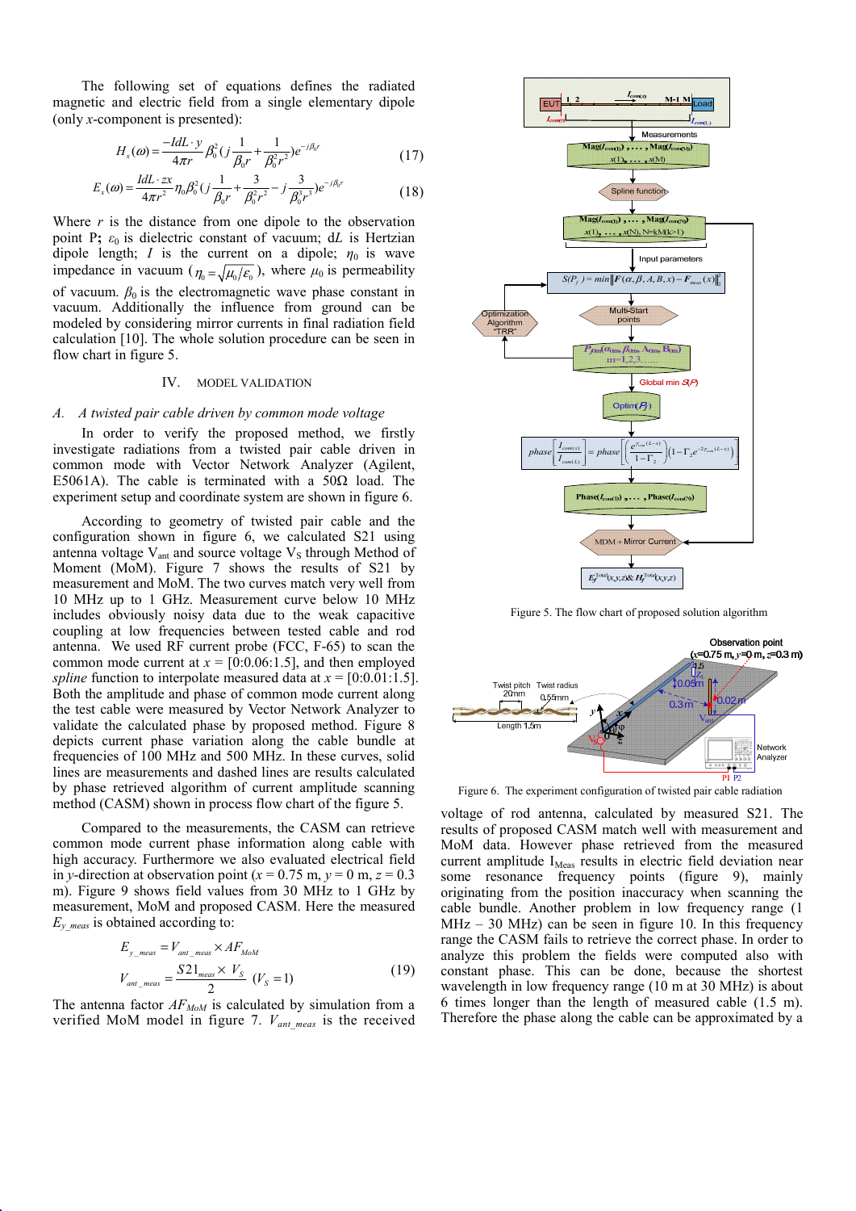The following set of equations defines the radiated magnetic and electric field from a single elementary dipole (only $x$-component is presented):

$$H_x(\omega) = \frac{-IdL \cdot y}{4\pi r}\beta_0^2\left(j\frac{1}{\beta_0 r} + \frac{1}{\beta_0^2 r^2}\right)e^{-j\beta_0 r} \tag{17}$$

$$E_x(\omega) = \frac{IdL \cdot zx}{4\pi r^2}\eta_0\beta_0^2\left(j\frac{1}{\beta_0 r} + \frac{3}{\beta_0^2 r^2} - j\frac{3}{\beta_0^3 r^3}\right)e^{-j\beta_0 r} \tag{18}$$

Where $r$ is the distance from one dipole to the observation point P; $\varepsilon_0$ is dielectric constant of vacuum; d$L$ is Hertzian dipole length; $I$ is the current on a dipole; $\eta_0$ is wave impedance in vacuum ($\eta_0 = \sqrt{\mu_0/\varepsilon_0}$), where $\mu_0$ is permeability of vacuum. $\beta_0$ is the electromagnetic wave phase constant in vacuum. Additionally the influence from ground can be modeled by considering mirror currents in final radiation field calculation [10]. The whole solution procedure can be seen in flow chart in figure 5.

Figure 5. The flow chart of proposed solution algorithm

## IV. MODEL VALIDATION

### A. A twisted pair cable driven by common mode voltage

In order to verify the proposed method, we firstly investigate radiations from a twisted pair cable driven in common mode with Vector Network Analyzer (Agilent, E5061A). The cable is terminated with a 50Ω load. The experiment setup and coordinate system are shown in figure 6.

Figure 6. The experiment configuration of twisted pair cable radiation

According to geometry of twisted pair cable and the configuration shown in figure 6, we calculated S21 using antenna voltage $V_{ant}$ and source voltage $V_S$ through Method of Moment (MoM). Figure 7 shows the results of S21 by measurement and MoM. The two curves match very well from 10 MHz up to 1 GHz. Measurement curve below 10 MHz includes obviously noisy data due to the weak capacitive coupling at low frequencies between tested cable and rod antenna. We used RF current probe (FCC, F-65) to scan the common mode current at $x$ = [0:0.06:1.5], and then employed *spline* function to interpolate measured data at $x$ = [0:0.01:1.5]. Both the amplitude and phase of common mode current along the test cable were measured by Vector Network Analyzer to validate the calculated phase by proposed method. Figure 8 depicts current phase variation along the cable bundle at frequencies of 100 MHz and 500 MHz. In these curves, solid lines are measurements and dashed lines are results calculated by phase retrieved algorithm of current amplitude scanning method (CASM) shown in process flow chart of the figure 5.

Compared to the measurements, the CASM can retrieve common mode current phase information along cable with high accuracy. Furthermore we also evaluated electrical field in $y$-direction at observation point ($x$ = 0.75 m, $y$ = 0 m, $z$ = 0.3 m). Figure 9 shows field values from 30 MHz to 1 GHz by measurement, MoM and proposed CASM. Here the measured $E_{y\_meas}$ is obtained according to:

$$E_{y\_meas} = V_{ant\_meas} \times AF_{MoM}$$
$$V_{ant\_meas} = \frac{S21_{meas} \times V_S}{2} \quad (V_S = 1) \tag{19}$$

The antenna factor $AF_{MoM}$ is calculated by simulation from a verified MoM model in figure 7. $V_{ant\_meas}$ is the received voltage of rod antenna, calculated by measured S21. The results of proposed CASM match well with measurement and MoM data. However phase retrieved from the measured current amplitude $I_{Meas}$ results in electric field deviation near some resonance frequency points (figure 9), mainly originating from the position inaccuracy when scanning the cable bundle. Another problem in low frequency range (1 MHz – 30 MHz) can be seen in figure 10. In this frequency range the CASM fails to retrieve the correct phase. In order to analyze this problem the fields were computed also with constant phase. This can be done, because the shortest wavelength in low frequency range (10 m at 30 MHz) is about 6 times longer than the length of measured cable (1.5 m). Therefore the phase along the cable can be approximated by a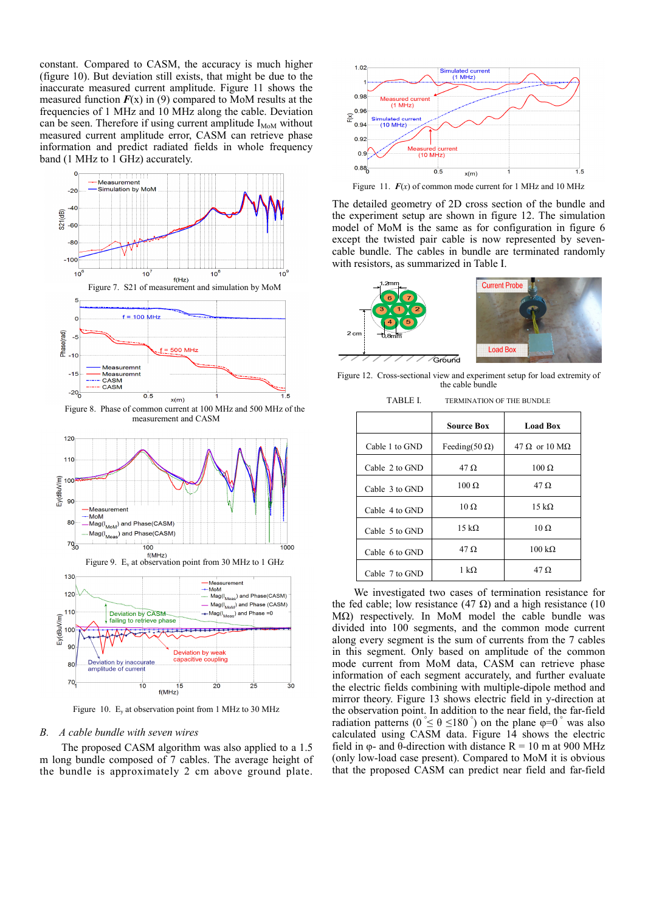constant. Compared to CASM, the accuracy is much higher (figure 10). But deviation still exists, that might be due to the inaccurate measured current amplitude. Figure 11 shows the measured function $\boldsymbol{F}(x)$ in (9) compared to MoM results at the frequencies of 1 MHz and 10 MHz along the cable. Deviation can be seen. Therefore if using current amplitude $I_{MoM}$ without measured current amplitude error, CASM can retrieve phase information and predict radiated fields in whole frequency band (1 MHz to 1 GHz) accurately.

S21(dB)
0
-20
-40
-60
-80
-100
10^6
10^7
10^8
10^9
f(Hz)
Measurement
Simulation by MoM

Figure 7. S21 of measurement and simulation by MoM

Phase(rad)
5
0
-5
-10
-15
-20
0
0.5
1
1.5
x(m)
f = 100 MHz
f = 500 MHz
Measuremnt
Measuremnt
CASM
CASM

Figure 8. Phase of common current at 100 MHz and 500 MHz of the measurement and CASM

Ey(dBuV/m)
120
110
100
90
80
70
30
100
1000
f(MHz)
Measurement
MoM
Mag($I_{MoM}$) and Phase(CASM)
Mag($I_{Meas}$) and Phase(CASM)

Figure 9. $E_y$ at observation point from 30 MHz to 1 GHz

Ey(dBuV/m)
130
120
110
100
90
80
70
1
10
15
20
25
30
f(MHz)
Measurement
MoM
Mag($I_{Meas}$) and Phase(CASM)
Mag($I_{MoM}$) and Phase (CASM)
Mag($I_{Meas}$) and Phase =0
Deviation by CASM failing to retrieve phase
Deviation by weak capacitive coupling
Deviation by inaccurate amplitude of current

Figure 10. $E_y$ at observation point from 1 MHz to 30 MHz

### B. A cable bundle with seven wires

The proposed CASM algorithm was also applied to a 1.5 m long bundle composed of 7 cables. The average height of the bundle is approximately 2 cm above ground plate.

F(x)
1.02
1
0.98
0.96
0.94
0.92
0.9
0.88
0
0.5
1
1.5
x(m)
Simulated current (1 MHz)
Measured current (1 MHz)
Simulated current (10 MHz)
Measured current (10 MHz)

Figure 11. $\boldsymbol{F}(x)$ of common mode current for 1 MHz and 10 MHz

The detailed geometry of 2D cross section of the bundle and the experiment setup are shown in figure 12. The simulation model of MoM is the same as for configuration in figure 6 except the twisted pair cable is now represented by seven-cable bundle. The cables in bundle are terminated randomly with resistors, as summarized in Table I.

1.2mm
2 cm
0.8mm
Ground
Current Probe
Load Box

Figure 12. Cross-sectional view and experiment setup for load extremity of the cable bundle

TABLE I. TERMINATION OF THE BUNDLE

| | Source Box | Load Box |
|---|---|---|
| Cable 1 to GND | Feeding(50 Ω) | 47 Ω or 10 MΩ |
| Cable 2 to GND | 47 Ω | 100 Ω |
| Cable 3 to GND | 100 Ω | 47 Ω |
| Cable 4 to GND | 10 Ω | 15 kΩ |
| Cable 5 to GND | 15 kΩ | 10 Ω |
| Cable 6 to GND | 47 Ω | 100 kΩ |
| Cable 7 to GND | 1 kΩ | 47 Ω |

We investigated two cases of termination resistance for the fed cable; low resistance (47 Ω) and a high resistance (10 MΩ) respectively. In MoM model the cable bundle was divided into 100 segments, and the common mode current along every segment is the sum of currents from the 7 cables in this segment. Only based on amplitude of the common mode current from MoM data, CASM can retrieve phase information of each segment accurately, and further evaluate the electric fields combining with multiple-dipole method and mirror theory. Figure 13 shows electric field in y-direction at the observation point. In addition to the near field, the far-field radiation patterns ($0^{\circ} \leq \theta \leq 180^{\circ}$) on the plane $\varphi=0^{\circ}$ was also calculated using CASM data. Figure 14 shows the electric field in φ- and θ-direction with distance R = 10 m at 900 MHz (only low-load case present). Compared to MoM it is obvious that the proposed CASM can predict near field and far-field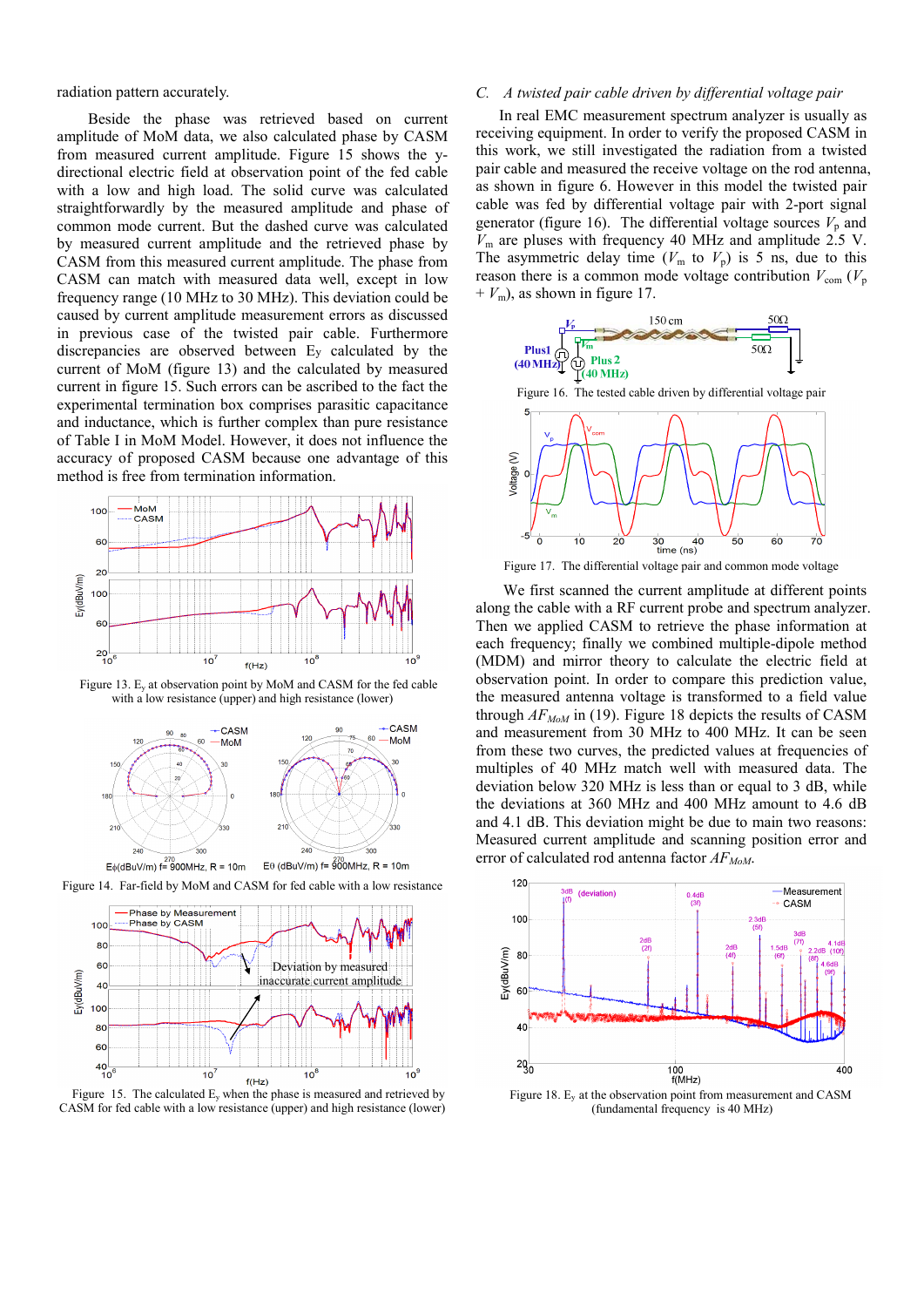radiation pattern accurately.

Beside the phase was retrieved based on current amplitude of MoM data, we also calculated phase by CASM from measured current amplitude. Figure 15 shows the y-directional electric field at observation point of the fed cable with a low and high load. The solid curve was calculated straightforwardly by the measured amplitude and phase of common mode current. But the dashed curve was calculated by measured current amplitude and the retrieved phase by CASM from this measured current amplitude. The phase from CASM can match with measured data well, except in low frequency range (10 MHz to 30 MHz). This deviation could be caused by current amplitude measurement errors as discussed in previous case of the twisted pair cable. Furthermore discrepancies are observed between Ey calculated by the current of MoM (figure 13) and the calculated by measured current in figure 15. Such errors can be ascribed to the fact the experimental termination box comprises parasitic capacitance and inductance, which is further complex than pure resistance of Table I in MoM Model. However, it does not influence the accuracy of proposed CASM because one advantage of this method is free from termination information.

MoM
CASM
Ey(dBuV/m)
f(Hz)

Figure 13. $E_y$ at observation point by MoM and CASM for the fed cable with a low resistance (upper) and high resistance (lower)

CASM
MoM
Eϕ(dBuV/m) f= 900MHz, R = 10m
Eθ (dBuV/m) f= 900MHz, R = 10m

Figure 14. Far-field by MoM and CASM for fed cable with a low resistance

Phase by Measurement
Phase by CASM
Deviation by measured inaccurate current amplitude
Ey(dBuV/m)
f(Hz)

Figure 15. The calculated $E_y$ when the phase is measured and retrieved by CASM for fed cable with a low resistance (upper) and high resistance (lower)

### C. A twisted pair cable driven by differential voltage pair

In real EMC measurement spectrum analyzer is usually as receiving equipment. In order to verify the proposed CASM in this work, we still investigated the radiation from a twisted pair cable and measured the receive voltage on the rod antenna, as shown in figure 6. However in this model the twisted pair cable was fed by differential voltage pair with 2-port signal generator (figure 16). The differential voltage sources $V_p$ and $V_m$ are pluses with frequency 40 MHz and amplitude 2.5 V. The asymmetric delay time ($V_m$ to $V_p$) is 5 ns, due to this reason there is a common mode voltage contribution $V_{com}$ ($V_p + V_m$), as shown in figure 17.

150 cm
50Ω
50Ω
Plus1 (40 MHz)
Plus 2 (40 MHz)

Figure 16. The tested cable driven by differential voltage pair

Voltage (V)
time (ns)

Figure 17. The differential voltage pair and common mode voltage

We first scanned the current amplitude at different points along the cable with a RF current probe and spectrum analyzer. Then we applied CASM to retrieve the phase information at each frequency; finally we combined multiple-dipole method (MDM) and mirror theory to calculate the electric field at observation point. In order to compare this prediction value, the measured antenna voltage is transformed to a field value through $AF_{MoM}$ in (19). Figure 18 depicts the results of CASM and measurement from 30 MHz to 400 MHz. It can be seen from these two curves, the predicted values at frequencies of multiples of 40 MHz match well with measured data. The deviation below 320 MHz is less than or equal to 3 dB, while the deviations at 360 MHz and 400 MHz amount to 4.6 dB and 4.1 dB. This deviation might be due to main two reasons: Measured current amplitude and scanning position error and error of calculated rod antenna factor $AF_{MoM}$.

Measurement
CASM
3dB (f) (deviation)
0.4dB (3f)
2.3dB (5f)
2dB (2f)
2dB (4f)
1.5dB (6f)
3dB (7f)
2.2dB (8f)
4.6dB (9f)
4.1dB (10f)
Ey(dBuV/m)
f(MHz)

Figure 18. $E_y$ at the observation point from measurement and CASM (fundamental frequency is 40 MHz)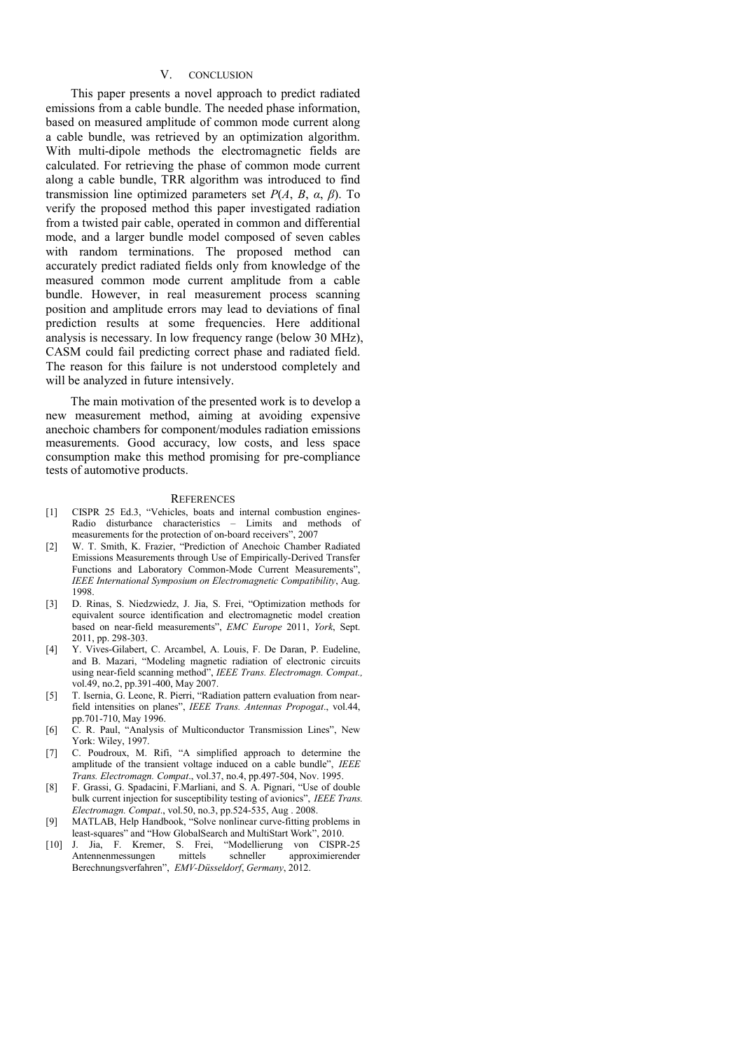## V. CONCLUSION

This paper presents a novel approach to predict radiated emissions from a cable bundle. The needed phase information, based on measured amplitude of common mode current along a cable bundle, was retrieved by an optimization algorithm. With multi-dipole methods the electromagnetic fields are calculated. For retrieving the phase of common mode current along a cable bundle, TRR algorithm was introduced to find transmission line optimized parameters set $P(A, B, \alpha, \beta)$. To verify the proposed method this paper investigated radiation from a twisted pair cable, operated in common and differential mode, and a larger bundle model composed of seven cables with random terminations. The proposed method can accurately predict radiated fields only from knowledge of the measured common mode current amplitude from a cable bundle. However, in real measurement process scanning position and amplitude errors may lead to deviations of final prediction results at some frequencies. Here additional analysis is necessary. In low frequency range (below 30 MHz), CASM could fail predicting correct phase and radiated field. The reason for this failure is not understood completely and will be analyzed in future intensively.

The main motivation of the presented work is to develop a new measurement method, aiming at avoiding expensive anechoic chambers for component/modules radiation emissions measurements. Good accuracy, low costs, and less space consumption make this method promising for pre-compliance tests of automotive products.

## REFERENCES

[1] CISPR 25 Ed.3, "Vehicles, boats and internal combustion engines-Radio disturbance characteristics – Limits and methods of measurements for the protection of on-board receivers", 2007

[2] W. T. Smith, K. Frazier, "Prediction of Anechoic Chamber Radiated Emissions Measurements through Use of Empirically-Derived Transfer Functions and Laboratory Common-Mode Current Measurements", *IEEE International Symposium on Electromagnetic Compatibility*, Aug. 1998.

[3] D. Rinas, S. Niedzwiedz, J. Jia, S. Frei, "Optimization methods for equivalent source identification and electromagnetic model creation based on near-field measurements", *EMC Europe* 2011, *York*, Sept. 2011, pp. 298-303.

[4] Y. Vives-Gilabert, C. Arcambel, A. Louis, F. De Daran, P. Eudeline, and B. Mazari, "Modeling magnetic radiation of electronic circuits using near-field scanning method", *IEEE Trans. Electromagn. Compat.,* vol.49, no.2, pp.391-400, May 2007.

[5] T. Isernia, G. Leone, R. Pierri, "Radiation pattern evaluation from near-field intensities on planes", *IEEE Trans. Antennas Propogat*., vol.44, pp.701-710, May 1996.

[6] C. R. Paul, "Analysis of Multiconductor Transmission Lines", New York: Wiley, 1997.

[7] C. Poudroux, M. Rifi, "A simplified approach to determine the amplitude of the transient voltage induced on a cable bundle", *IEEE Trans. Electromagn. Compat*., vol.37, no.4, pp.497-504, Nov. 1995.

[8] F. Grassi, G. Spadacini, F.Marliani, and S. A. Pignari, "Use of double bulk current injection for susceptibility testing of avionics", *IEEE Trans. Electromagn. Compat*., vol.50, no.3, pp.524-535, Aug . 2008.

[9] MATLAB, Help Handbook, "Solve nonlinear curve-fitting problems in least-squares" and "How GlobalSearch and MultiStart Work", 2010.

[10] J. Jia, F. Kremer, S. Frei, "Modellierung von CISPR-25 Antennenmessungen mittels schneller approximierender Berechnungsverfahren", *EMV-Düsseldorf*, *Germany*, 2012.